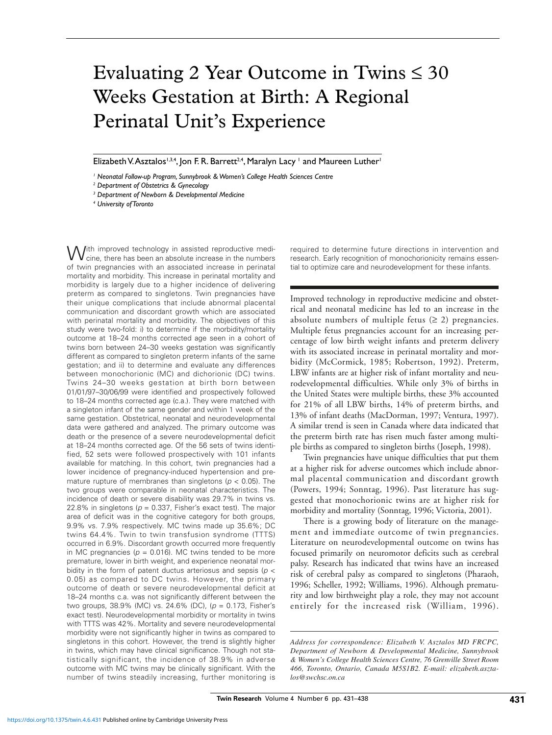# Evaluating 2 Year Outcome in Twins ≤ 30 Weeks Gestation at Birth: A Regional Perinatal Unit's Experience

Elizabeth V. Asztalos[1,3,4], Jon F. R. Barrett[2,4], Maralyn Lacy [1] and Maureen Luther[1]

[1] *Neonatal Follow-up Program, Sunnybrook & Women's College Health Sciences Centre*
[2] *Department of Obstetrics & Gynecology*
[3] *Department of Newborn & Developmental Medicine*
[4] *University of Toronto*

With improved technology in assisted reproductive medicine, there has been an absolute increase in the numbers of twin pregnancies with an associated increase in perinatal mortality and morbidity. This increase in perinatal mortality and morbidity is largely due to a higher incidence of delivering preterm as compared to singletons. Twin pregnancies have their unique complications that include abnormal placental communication and discordant growth which are associated with perinatal mortality and morbidity. The objectives of this study were two-fold: i) to determine if the morbidity/mortality outcome at 18–24 months corrected age seen in a cohort of twins born between 24–30 weeks gestation was significantly different as compared to singleton preterm infants of the same gestation; and ii) to determine and evaluate any differences between monochorionic (MC) and dichorionic (DC) twins. Twins 24–30 weeks gestation at birth born between 01/01/97–30/06/99 were identified and prospectively followed to 18–24 months corrected age (c.a.). They were matched with a singleton infant of the same gender and within 1 week of the same gestation. Obstetrical, neonatal and neurodevelopmental data were gathered and analyzed. The primary outcome was death or the presence of a severe neurodevelopmental deficit at 18–24 months corrected age. Of the 56 sets of twins identified, 52 sets were followed prospectively with 101 infants available for matching. In this cohort, twin pregnancies had a lower incidence of pregnancy-induced hypertension and premature rupture of membranes than singletons ($p < 0.05$). The two groups were comparable in neonatal characteristics. The incidence of death or severe disability was 29.7% in twins vs. 22.8% in singletons ($p = 0.337$, Fisher's exact test). The major area of deficit was in the cognitive category for both groups, 9.9% vs. 7.9% respectively. MC twins made up 35.6%; DC twins 64.4%. Twin to twin transfusion syndrome (TTTS) occurred in 6.9%. Discordant growth occurred more frequently in MC pregnancies ($p = 0.016$). MC twins tended to be more premature, lower in birth weight, and experience neonatal morbidity in the form of patent ductus arteriosus and sepsis ($p < 0.05$) as compared to DC twins. However, the primary outcome of death or severe neurodevelopmental deficit at 18–24 months c.a. was not significantly different between the two groups, 38.9% (MC) vs. 24.6% (DC), ($p = 0.173$, Fisher's exact test). Neurodevelopmental morbidity or mortality in twins with TTTS was 42%. Mortality and severe neurodevelopmental morbidity were not significantly higher in twins as compared to singletons in this cohort. However, the trend is slightly higher in twins, which may have clinical significance. Though not statistically significant, the incidence of 38.9% in adverse outcome with MC twins may be clinically significant. With the number of twins steadily increasing, further monitoring is required to determine future directions in intervention and research. Early recognition of monochorionicity remains essential to optimize care and neurodevelopment for these infants.

Improved technology in reproductive medicine and obstetrical and neonatal medicine has led to an increase in the absolute numbers of multiple fetus (≥ 2) pregnancies. Multiple fetus pregnancies account for an increasing percentage of low birth weight infants and preterm delivery with its associated increase in perinatal mortality and morbidity (McCormick, 1985; Robertson, 1992). Preterm, LBW infants are at higher risk of infant mortality and neurodevelopmental difficulties. While only 3% of births in the United States were multiple births, these 3% accounted for 21% of all LBW births, 14% of preterm births, and 13% of infant deaths (MacDorman, 1997; Ventura, 1997). A similar trend is seen in Canada where data indicated that the preterm birth rate has risen much faster among multiple births as compared to singleton births (Joseph, 1998).

Twin pregnancies have unique difficulties that put them at a higher risk for adverse outcomes which include abnormal placental communication and discordant growth (Powers, 1994; Sonntag, 1996). Past literature has suggested that monochorionic twins are at higher risk for morbidity and mortality (Sonntag, 1996; Victoria, 2001).

There is a growing body of literature on the management and immediate outcome of twin pregnancies. Literature on neurodevelopmental outcome on twins has focused primarily on neuromotor deficits such as cerebral palsy. Research has indicated that twins have an increased risk of cerebral palsy as compared to singletons (Pharaoh, 1996; Scheller, 1992; Williams, 1996). Although prematurity and low birthweight play a role, they may not account entirely for the increased risk (William, 1996).

*Address for correspondence: Elizabeth V. Asztalos MD FRCPC, Department of Newborn & Developmental Medicine, Sunnybrook & Women's College Health Sciences Centre, 76 Grenville Street Room 466, Toronto, Ontario, Canada M5S1B2. E-mail: elizabeth.asztalos@swchsc.on.ca*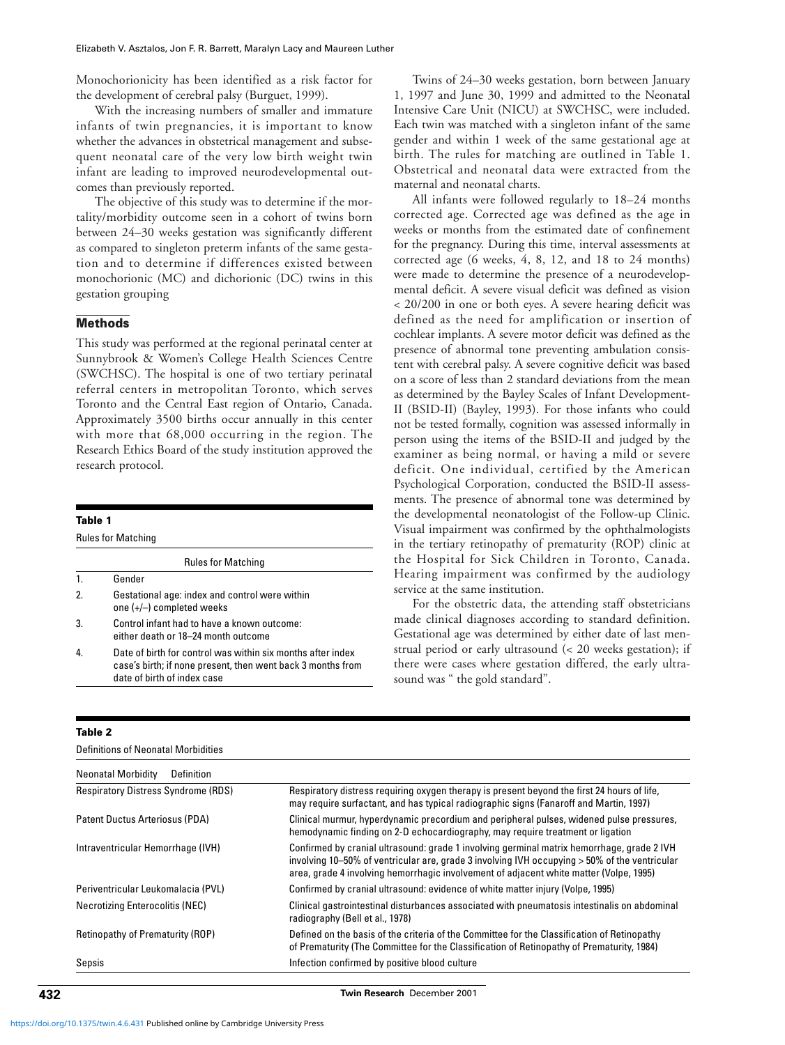Monochorionicity has been identified as a risk factor for the development of cerebral palsy (Burguet, 1999).

With the increasing numbers of smaller and immature infants of twin pregnancies, it is important to know whether the advances in obstetrical management and subsequent neonatal care of the very low birth weight twin infant are leading to improved neurodevelopmental outcomes than previously reported.

The objective of this study was to determine if the mortality/morbidity outcome seen in a cohort of twins born between 24–30 weeks gestation was significantly different as compared to singleton preterm infants of the same gestation and to determine if differences existed between monochorionic (MC) and dichorionic (DC) twins in this gestation grouping

## Methods

This study was performed at the regional perinatal center at Sunnybrook & Women's College Health Sciences Centre (SWCHSC). The hospital is one of two tertiary perinatal referral centers in metropolitan Toronto, which serves Toronto and the Central East region of Ontario, Canada. Approximately 3500 births occur annually in this center with more that 68,000 occurring in the region. The Research Ethics Board of the study institution approved the research protocol.

**Table 1**

Rules for Matching

| | Rules for Matching |
|---|---|
| 1. | Gender |
| 2. | Gestational age: index and control were within one (+/–) completed weeks |
| 3. | Control infant had to have a known outcome: either death or 18–24 month outcome |
| 4. | Date of birth for control was within six months after index case's birth; if none present, then went back 3 months from date of birth of index case |

Twins of 24–30 weeks gestation, born between January 1, 1997 and June 30, 1999 and admitted to the Neonatal Intensive Care Unit (NICU) at SWCHSC, were included. Each twin was matched with a singleton infant of the same gender and within 1 week of the same gestational age at birth. The rules for matching are outlined in Table 1. Obstetrical and neonatal data were extracted from the maternal and neonatal charts.

All infants were followed regularly to 18–24 months corrected age. Corrected age was defined as the age in weeks or months from the estimated date of confinement for the pregnancy. During this time, interval assessments at corrected age (6 weeks, 4, 8, 12, and 18 to 24 months) were made to determine the presence of a neurodevelopmental deficit. A severe visual deficit was defined as vision < 20/200 in one or both eyes. A severe hearing deficit was defined as the need for amplification or insertion of cochlear implants. A severe motor deficit was defined as the presence of abnormal tone preventing ambulation consistent with cerebral palsy. A severe cognitive deficit was based on a score of less than 2 standard deviations from the mean as determined by the Bayley Scales of Infant Development-II (BSID-II) (Bayley, 1993). For those infants who could not be tested formally, cognition was assessed informally in person using the items of the BSID-II and judged by the examiner as being normal, or having a mild or severe deficit. One individual, certified by the American Psychological Corporation, conducted the BSID-II assessments. The presence of abnormal tone was determined by the developmental neonatologist of the Follow-up Clinic. Visual impairment was confirmed by the ophthalmologists in the tertiary retinopathy of prematurity (ROP) clinic at the Hospital for Sick Children in Toronto, Canada. Hearing impairment was confirmed by the audiology service at the same institution.

For the obstetric data, the attending staff obstetricians made clinical diagnoses according to standard definition. Gestational age was determined by either date of last menstrual period or early ultrasound (< 20 weeks gestation); if there were cases where gestation differed, the early ultrasound was " the gold standard".

**Table 2**

Definitions of Neonatal Morbidities

| Neonatal Morbidity | Definition |
|---|---|
| Respiratory Distress Syndrome (RDS) | Respiratory distress requiring oxygen therapy is present beyond the first 24 hours of life, may require surfactant, and has typical radiographic signs (Fanaroff and Martin, 1997) |
| Patent Ductus Arteriosus (PDA) | Clinical murmur, hyperdynamic precordium and peripheral pulses, widened pulse pressures, hemodynamic finding on 2-D echocardiography, may require treatment or ligation |
| Intraventricular Hemorrhage (IVH) | Confirmed by cranial ultrasound: grade 1 involving germinal matrix hemorrhage, grade 2 IVH involving 10–50% of ventricular are, grade 3 involving IVH occupying > 50% of the ventricular area, grade 4 involving hemorrhagic involvement of adjacent white matter (Volpe, 1995) |
| Periventricular Leukomalacia (PVL) | Confirmed by cranial ultrasound: evidence of white matter injury (Volpe, 1995) |
| Necrotizing Enterocolitis (NEC) | Clinical gastrointestinal disturbances associated with pneumatosis intestinalis on abdominal radiography (Bell et al., 1978) |
| Retinopathy of Prematurity (ROP) | Defined on the basis of the criteria of the Committee for the Classification of Retinopathy of Prematurity (The Committee for the Classification of Retinopathy of Prematurity, 1984) |
| Sepsis | Infection confirmed by positive blood culture |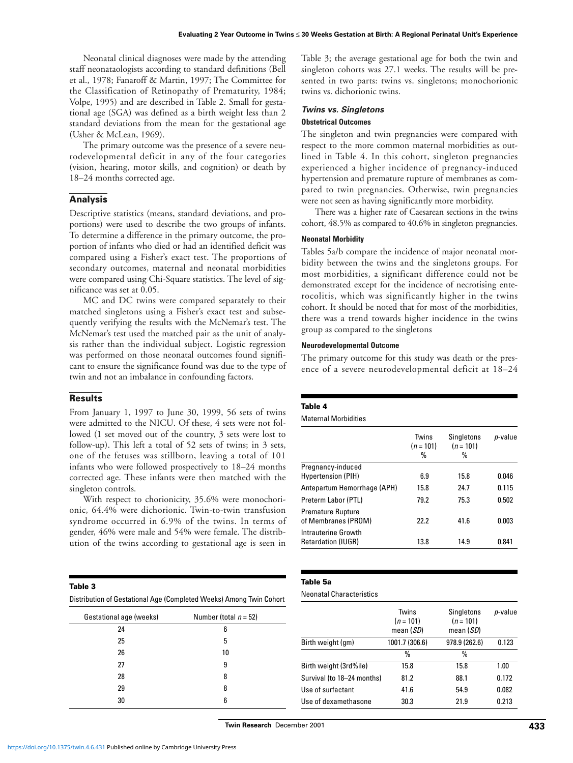Neonatal clinical diagnoses were made by the attending staff neonatologists according to standard definitions (Bell et al., 1978; Fanaroff & Martin, 1997; The Committee for the Classification of Retinopathy of Prematurity, 1984; Volpe, 1995) and are described in Table 2. Small for gestational age (SGA) was defined as a birth weight less than 2 standard deviations from the mean for the gestational age (Usher & McLean, 1969).

The primary outcome was the presence of a severe neurodevelopmental deficit in any of the four categories (vision, hearing, motor skills, and cognition) or death by 18–24 months corrected age.

## Analysis

Descriptive statistics (means, standard deviations, and proportions) were used to describe the two groups of infants. To determine a difference in the primary outcome, the proportion of infants who died or had an identified deficit was compared using a Fisher's exact test. The proportions of secondary outcomes, maternal and neonatal morbidities were compared using Chi-Square statistics. The level of significance was set at 0.05.

MC and DC twins were compared separately to their matched singletons using a Fisher's exact test and subsequently verifying the results with the McNemar's test. The McNemar's test used the matched pair as the unit of analysis rather than the individual subject. Logistic regression was performed on those neonatal outcomes found significant to ensure the significance found was due to the type of twin and not an imbalance in confounding factors.

## Results

From January 1, 1997 to June 30, 1999, 56 sets of twins were admitted to the NICU. Of these, 4 sets were not followed (1 set moved out of the country, 3 sets were lost to follow-up). This left a total of 52 sets of twins; in 3 sets, one of the fetuses was stillborn, leaving a total of 101 infants who were followed prospectively to 18–24 months corrected age. These infants were then matched with the singleton controls.

With respect to chorionicity, 35.6% were monochorionic, 64.4% were dichorionic. Twin-to-twin transfusion syndrome occurred in 6.9% of the twins. In terms of gender, 46% were male and 54% were female. The distribution of the twins according to gestational age is seen in Table 3; the average gestational age for both the twin and singleton cohorts was 27.1 weeks. The results will be presented in two parts: twins vs. singletons; monochorionic twins vs. dichorionic twins.

**Table 3**

Distribution of Gestational Age (Completed Weeks) Among Twin Cohort

| Gestational age (weeks) | Number (total $n = 52$) |
|---|---|
| 24 | 6 |
| 25 | 5 |
| 26 | 10 |
| 27 | 9 |
| 28 | 8 |
| 29 | 8 |
| 30 | 6 |

### *Twins vs. Singletons*

#### Obstetrical Outcomes

The singleton and twin pregnancies were compared with respect to the more common maternal morbidities as outlined in Table 4. In this cohort, singleton pregnancies experienced a higher incidence of pregnancy-induced hypertension and premature rupture of membranes as compared to twin pregnancies. Otherwise, twin pregnancies were not seen as having significantly more morbidity.

There was a higher rate of Caesarean sections in the twins cohort, 48.5% as compared to 40.6% in singleton pregnancies.

#### Neonatal Morbidity

Tables 5a/b compare the incidence of major neonatal morbidity between the twins and the singletons groups. For most morbidities, a significant difference could not be demonstrated except for the incidence of necrotising enterocolitis, which was significantly higher in the twins cohort. It should be noted that for most of the morbidities, there was a trend towards higher incidence in the twins group as compared to the singletons

#### Neurodevelopmental Outcome

The primary outcome for this study was death or the presence of a severe neurodevelopmental deficit at 18–24

**Table 4**

Maternal Morbidities

| | Twins ($n = 101$) % | Singletons ($n = 101$) % | *p*-value |
|---|---|---|---|
| Pregnancy-induced Hypertension (PIH) | 6.9 | 15.8 | 0.046 |
| Antepartum Hemorrhage (APH) | 15.8 | 24.7 | 0.115 |
| Preterm Labor (PTL) | 79.2 | 75.3 | 0.502 |
| Premature Rupture of Membranes (PROM) | 22.2 | 41.6 | 0.003 |
| Intrauterine Growth Retardation (IUGR) | 13.8 | 14.9 | 0.841 |

**Table 5a**

Neonatal Characteristics

| | Twins ($n = 101$) mean (*SD*) | Singletons ($n = 101$) mean (*SD*) | *p*-value |
|---|---|---|---|
| Birth weight (gm) | 1001.7 (306.6) | 978.9 (262.6) | 0.123 |
| | % | % | |
| Birth weight (3rd%ile) | 15.8 | 15.8 | 1.00 |
| Survival (to 18–24 months) | 81.2 | 88.1 | 0.172 |
| Use of surfactant | 41.6 | 54.9 | 0.082 |
| Use of dexamethasone | 30.3 | 21.9 | 0.213 |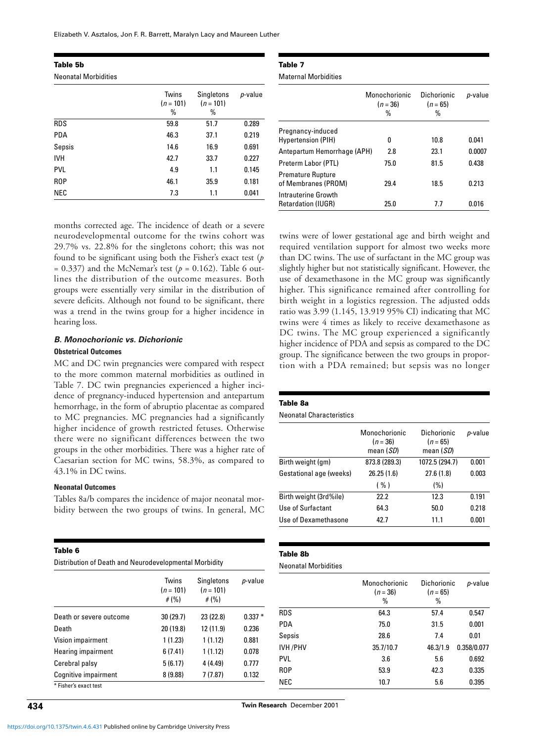**Table 5b**

Neonatal Morbidities

| | Twins ($n = 101$) % | Singletons ($n = 101$) % | *p*-value |
|---|---|---|---|
| RDS | 59.8 | 51.7 | 0.289 |
| PDA | 46.3 | 37.1 | 0.219 |
| Sepsis | 14.6 | 16.9 | 0.691 |
| IVH | 42.7 | 33.7 | 0.227 |
| PVL | 4.9 | 1.1 | 0.145 |
| ROP | 46.1 | 35.9 | 0.181 |
| NEC | 7.3 | 1.1 | 0.041 |

months corrected age. The incidence of death or a severe neurodevelopmental outcome for the twins cohort was 29.7% vs. 22.8% for the singletons cohort; this was not found to be significant using both the Fisher's exact test ($p = 0.337$) and the McNemar's test ($p = 0.162$). Table 6 outlines the distribution of the outcome measures. Both groups were essentially very similar in the distribution of severe deficits. Although not found to be significant, there was a trend in the twins group for a higher incidence in hearing loss.

### *B. Monochorionic vs. Dichorionic*

#### Obstetrical Outcomes

MC and DC twin pregnancies were compared with respect to the more common maternal morbidities as outlined in Table 7. DC twin pregnancies experienced a higher incidence of pregnancy-induced hypertension and antepartum hemorrhage, in the form of abruptio placentae as compared to MC pregnancies. MC pregnancies had a significantly higher incidence of growth restricted fetuses. Otherwise there were no significant differences between the two groups in the other morbidities. There was a higher rate of Caesarian section for MC twins, 58.3%, as compared to 43.1% in DC twins.

#### Neonatal Outcomes

Tables 8a/b compares the incidence of major neonatal morbidity between the two groups of twins. In general, MC twins were of lower gestational age and birth weight and required ventilation support for almost two weeks more than DC twins. The use of surfactant in the MC group was slightly higher but not statistically significant. However, the use of dexamethasone in the MC group was significantly higher. This significance remained after controlling for birth weight in a logistics regression. The adjusted odds ratio was 3.99 (1.145, 13.919 95% CI) indicating that MC twins were 4 times as likely to receive dexamethasone as DC twins. The MC group experienced a significantly higher incidence of PDA and sepsis as compared to the DC group. The significance between the two groups in proportion with a PDA remained; but sepsis was no longer

**Table 6**

Distribution of Death and Neurodevelopmental Morbidity

| | Twins ($n = 101$) # (%) | Singletons ($n = 101$) # (%) | *p*-value |
|---|---|---|---|
| Death or severe outcome | 30 (29.7) | 23 (22.8) | 0.337 * |
| Death | 20 (19.8) | 12 (11.9) | 0.236 |
| Vision impairment | 1 (1.23) | 1 (1.12) | 0.881 |
| Hearing impairment | 6 (7.41) | 1 (1.12) | 0.078 |
| Cerebral palsy | 5 (6.17) | 4 (4.49) | 0.777 |
| Cognitive impairment | 8 (9.88) | 7 (7.87) | 0.132 |

\* Fisher's exact test

**Table 7**

Maternal Morbidities

| | Monochorionic ($n = 36$) % | Dichorionic ($n = 65$) % | *p*-value |
|---|---|---|---|
| Pregnancy-induced Hypertension (PIH) | 0 | 10.8 | 0.041 |
| Antepartum Hemorrhage (APH) | 2.8 | 23.1 | 0.0007 |
| Preterm Labor (PTL) | 75.0 | 81.5 | 0.438 |
| Premature Rupture of Membranes (PROM) | 29.4 | 18.5 | 0.213 |
| Intrauterine Growth Retardation (IUGR) | 25.0 | 7.7 | 0.016 |

**Table 8a**

Neonatal Characteristics

| | Monochorionic ($n = 36$) mean (*SD*) | Dichorionic ($n = 65$) mean (*SD*) | *p*-value |
|---|---|---|---|
| Birth weight (gm) | 873.8 (289.3) | 1072.5 (294.7) | 0.001 |
| Gestational age (weeks) | 26.25 (1.6) | 27.6 (1.8) | 0.003 |
| | ( % ) | (%) | |
| Birth weight (3rd%ile) | 22.2 | 12.3 | 0.191 |
| Use of Surfactant | 64.3 | 50.0 | 0.218 |
| Use of Dexamethasone | 42.7 | 11.1 | 0.001 |

**Table 8b**

Neonatal Morbidities

| | Monochorionic ($n = 36$) % | Dichorionic ($n = 65$) % | *p*-value |
|---|---|---|---|
| RDS | 64.3 | 57.4 | 0.547 |
| PDA | 75.0 | 31.5 | 0.001 |
| Sepsis | 28.6 | 7.4 | 0.01 |
| IVH /PHV | 35.7/10.7 | 46.3/1.9 | 0.358/0.077 |
| PVL | 3.6 | 5.6 | 0.692 |
| ROP | 53.9 | 42.3 | 0.335 |
| NEC | 10.7 | 5.6 | 0.395 |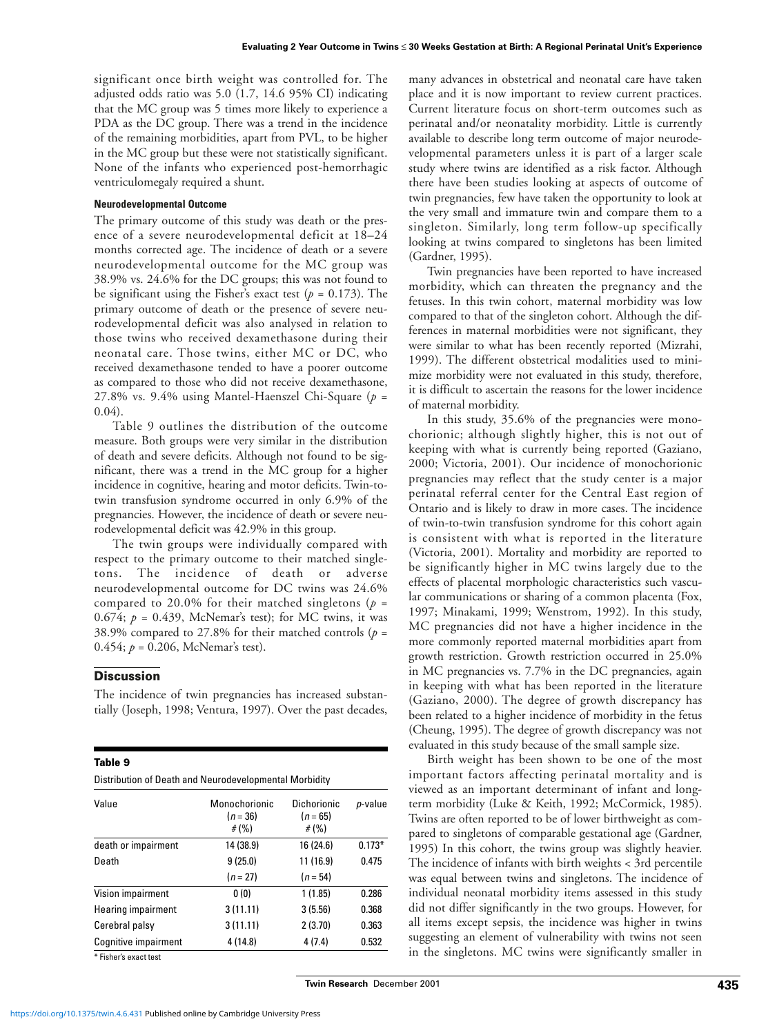significant once birth weight was controlled for. The adjusted odds ratio was 5.0 (1.7, 14.6 95% CI) indicating that the MC group was 5 times more likely to experience a PDA as the DC group. There was a trend in the incidence of the remaining morbidities, apart from PVL, to be higher in the MC group but these were not statistically significant. None of the infants who experienced post-hemorrhagic ventriculomegaly required a shunt.

#### Neurodevelopmental Outcome

The primary outcome of this study was death or the presence of a severe neurodevelopmental deficit at 18–24 months corrected age. The incidence of death or a severe neurodevelopmental outcome for the MC group was 38.9% vs. 24.6% for the DC groups; this was not found to be significant using the Fisher's exact test ($p = 0.173$). The primary outcome of death or the presence of severe neurodevelopmental deficit was also analysed in relation to those twins who received dexamethasone during their neonatal care. Those twins, either MC or DC, who received dexamethasone tended to have a poorer outcome as compared to those who did not receive dexamethasone, 27.8% vs. 9.4% using Mantel-Haenszel Chi-Square ($p = 0.04$).

Table 9 outlines the distribution of the outcome measure. Both groups were very similar in the distribution of death and severe deficits. Although not found to be significant, there was a trend in the MC group for a higher incidence in cognitive, hearing and motor deficits. Twin-to-twin transfusion syndrome occurred in only 6.9% of the pregnancies. However, the incidence of death or severe neurodevelopmental deficit was 42.9% in this group.

The twin groups were individually compared with respect to the primary outcome to their matched singletons. The incidence of death or adverse neurodevelopmental outcome for DC twins was 24.6% compared to 20.0% for their matched singletons ($\rho = 0.674$; $p = 0.439$, McNemar's test); for MC twins, it was 38.9% compared to 27.8% for their matched controls ($\rho = 0.454$; $p = 0.206$, McNemar's test).

## Discussion

The incidence of twin pregnancies has increased substantially (Joseph, 1998; Ventura, 1997). Over the past decades, many advances in obstetrical and neonatal care have taken place and it is now important to review current practices. Current literature focus on short-term outcomes such as perinatal and/or neonatality morbidity. Little is currently available to describe long term outcome of major neurodevelopmental parameters unless it is part of a larger scale study where twins are identified as a risk factor. Although there have been studies looking at aspects of outcome of twin pregnancies, few have taken the opportunity to look at the very small and immature twin and compare them to a singleton. Similarly, long term follow-up specifically looking at twins compared to singletons has been limited (Gardner, 1995).

Twin pregnancies have been reported to have increased morbidity, which can threaten the pregnancy and the fetuses. In this twin cohort, maternal morbidity was low compared to that of the singleton cohort. Although the differences in maternal morbidities were not significant, they were similar to what has been recently reported (Mizrahi, 1999). The different obstetrical modalities used to minimize morbidity were not evaluated in this study, therefore, it is difficult to ascertain the reasons for the lower incidence of maternal morbidity.

In this study, 35.6% of the pregnancies were monochorionic; although slightly higher, this is not out of keeping with what is currently being reported (Gaziano, 2000; Victoria, 2001). Our incidence of monochorionic pregnancies may reflect that the study center is a major perinatal referral center for the Central East region of Ontario and is likely to draw in more cases. The incidence of twin-to-twin transfusion syndrome for this cohort again is consistent with what is reported in the literature (Victoria, 2001). Mortality and morbidity are reported to be significantly higher in MC twins largely due to the effects of placental morphologic characteristics such vascular communications or sharing of a common placenta (Fox, 1997; Minakami, 1999; Wenstrom, 1992). In this study, MC pregnancies did not have a higher incidence in the more commonly reported maternal morbidities apart from growth restriction. Growth restriction occurred in 25.0% in MC pregnancies vs. 7.7% in the DC pregnancies, again in keeping with what has been reported in the literature (Gaziano, 2000). The degree of growth discrepancy has been related to a higher incidence of morbidity in the fetus (Cheung, 1995). The degree of growth discrepancy was not evaluated in this study because of the small sample size.

Birth weight has been shown to be one of the most important factors affecting perinatal mortality and is viewed as an important determinant of infant and long-term morbidity (Luke & Keith, 1992; McCormick, 1985). Twins are often reported to be of lower birthweight as compared to singletons of comparable gestational age (Gardner, 1995) In this cohort, the twins group was slightly heavier. The incidence of infants with birth weights < 3rd percentile was equal between twins and singletons. The incidence of individual neonatal morbidity items assessed in this study did not differ significantly in the two groups. However, for all items except sepsis, the incidence was higher in twins suggesting an element of vulnerability with twins not seen in the singletons. MC twins were significantly smaller in

**Table 9**

Distribution of Death and Neurodevelopmental Morbidity

| Value | Monochorionic ($n = 36$) # (%) | Dichorionic ($n = 65$) # (%) | *p*-value |
|---|---|---|---|
| death or impairment | 14 (38.9) | 16 (24.6) | 0.173* |
| Death | 9 (25.0) | 11 (16.9) | 0.475 |
| | ($n = 27$) | ($n = 54$) | |
| Vision impairment | 0 (0) | 1 (1.85) | 0.286 |
| Hearing impairment | 3 (11.11) | 3 (5.56) | 0.368 |
| Cerebral palsy | 3 (11.11) | 2 (3.70) | 0.363 |
| Cognitive impairment | 4 (14.8) | 4 (7.4) | 0.532 |

\* Fisher's exact test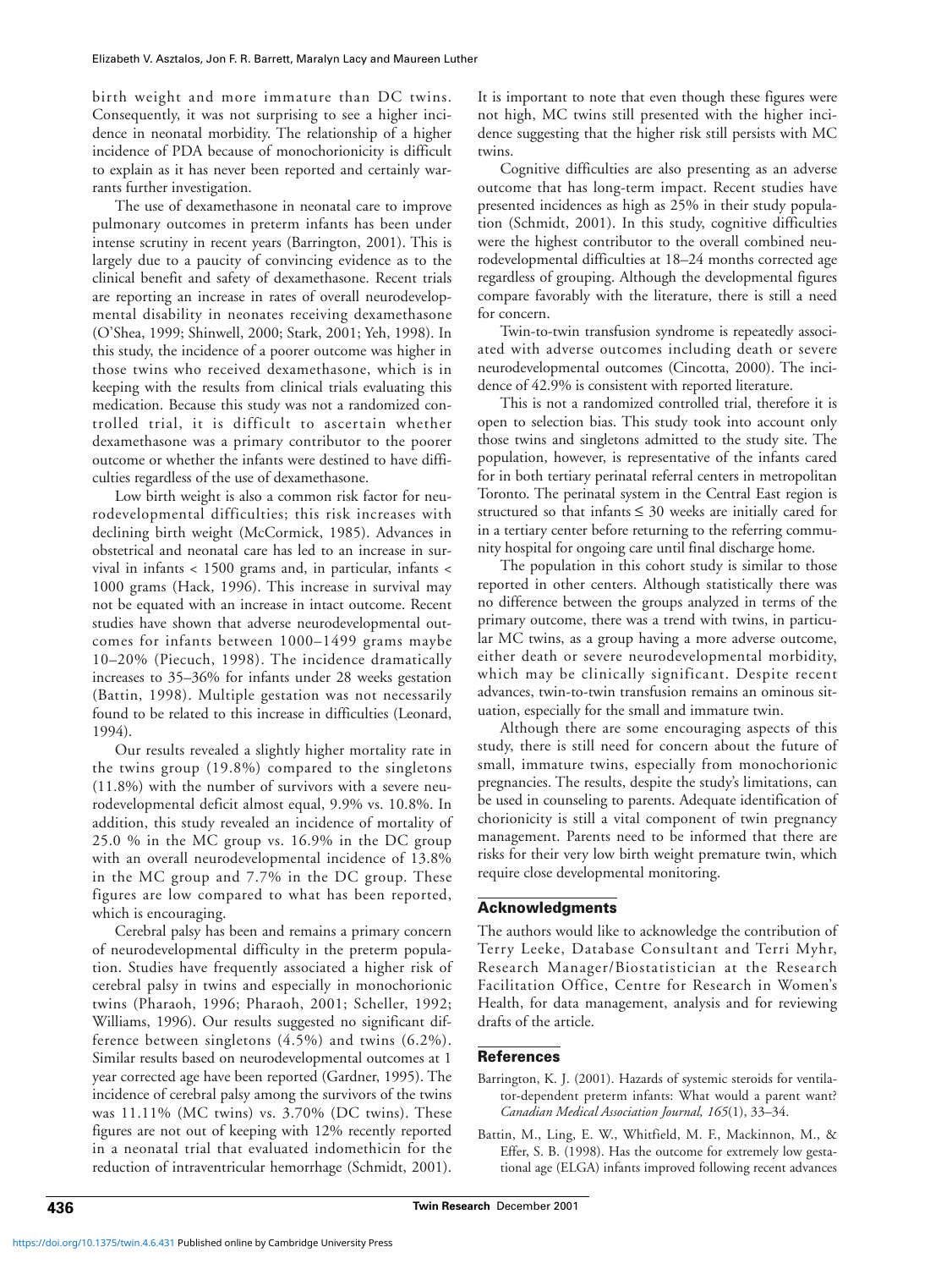birth weight and more immature than DC twins. Consequently, it was not surprising to see a higher incidence in neonatal morbidity. The relationship of a higher incidence of PDA because of monochorionicity is difficult to explain as it has never been reported and certainly warrants further investigation.

The use of dexamethasone in neonatal care to improve pulmonary outcomes in preterm infants has been under intense scrutiny in recent years (Barrington, 2001). This is largely due to a paucity of convincing evidence as to the clinical benefit and safety of dexamethasone. Recent trials are reporting an increase in rates of overall neurodevelopmental disability in neonates receiving dexamethasone (O'Shea, 1999; Shinwell, 2000; Stark, 2001; Yeh, 1998). In this study, the incidence of a poorer outcome was higher in those twins who received dexamethasone, which is in keeping with the results from clinical trials evaluating this medication. Because this study was not a randomized controlled trial, it is difficult to ascertain whether dexamethasone was a primary contributor to the poorer outcome or whether the infants were destined to have difficulties regardless of the use of dexamethasone.

Low birth weight is also a common risk factor for neurodevelopmental difficulties; this risk increases with declining birth weight (McCormick, 1985). Advances in obstetrical and neonatal care has led to an increase in survival in infants < 1500 grams and, in particular, infants < 1000 grams (Hack, 1996). This increase in survival may not be equated with an increase in intact outcome. Recent studies have shown that adverse neurodevelopmental outcomes for infants between 1000–1499 grams maybe 10–20% (Piecuch, 1998). The incidence dramatically increases to 35–36% for infants under 28 weeks gestation (Battin, 1998). Multiple gestation was not necessarily found to be related to this increase in difficulties (Leonard, 1994).

Our results revealed a slightly higher mortality rate in the twins group (19.8%) compared to the singletons (11.8%) with the number of survivors with a severe neurodevelopmental deficit almost equal, 9.9% vs. 10.8%. In addition, this study revealed an incidence of mortality of 25.0 % in the MC group vs. 16.9% in the DC group with an overall neurodevelopmental incidence of 13.8% in the MC group and 7.7% in the DC group. These figures are low compared to what has been reported, which is encouraging.

Cerebral palsy has been and remains a primary concern of neurodevelopmental difficulty in the preterm population. Studies have frequently associated a higher risk of cerebral palsy in twins and especially in monochorionic twins (Pharaoh, 1996; Pharaoh, 2001; Scheller, 1992; Williams, 1996). Our results suggested no significant difference between singletons (4.5%) and twins (6.2%). Similar results based on neurodevelopmental outcomes at 1 year corrected age have been reported (Gardner, 1995). The incidence of cerebral palsy among the survivors of the twins was 11.11% (MC twins) vs. 3.70% (DC twins). These figures are not out of keeping with 12% recently reported in a neonatal trial that evaluated indomethicin for the reduction of intraventricular hemorrhage (Schmidt, 2001). It is important to note that even though these figures were not high, MC twins still presented with the higher incidence suggesting that the higher risk still persists with MC twins.

Cognitive difficulties are also presenting as an adverse outcome that has long-term impact. Recent studies have presented incidences as high as 25% in their study population (Schmidt, 2001). In this study, cognitive difficulties were the highest contributor to the overall combined neurodevelopmental difficulties at 18–24 months corrected age regardless of grouping. Although the developmental figures compare favorably with the literature, there is still a need for concern.

Twin-to-twin transfusion syndrome is repeatedly associated with adverse outcomes including death or severe neurodevelopmental outcomes (Cincotta, 2000). The incidence of 42.9% is consistent with reported literature.

This is not a randomized controlled trial, therefore it is open to selection bias. This study took into account only those twins and singletons admitted to the study site. The population, however, is representative of the infants cared for in both tertiary perinatal referral centers in metropolitan Toronto. The perinatal system in the Central East region is structured so that infants ≤ 30 weeks are initially cared for in a tertiary center before returning to the referring community hospital for ongoing care until final discharge home.

The population in this cohort study is similar to those reported in other centers. Although statistically there was no difference between the groups analyzed in terms of the primary outcome, there was a trend with twins, in particular MC twins, as a group having a more adverse outcome, either death or severe neurodevelopmental morbidity, which may be clinically significant. Despite recent advances, twin-to-twin transfusion remains an ominous situation, especially for the small and immature twin.

Although there are some encouraging aspects of this study, there is still need for concern about the future of small, immature twins, especially from monochorionic pregnancies. The results, despite the study's limitations, can be used in counseling to parents. Adequate identification of chorionicity is still a vital component of twin pregnancy management. Parents need to be informed that there are risks for their very low birth weight premature twin, which require close developmental monitoring.

## Acknowledgments

The authors would like to acknowledge the contribution of Terry Leeke, Database Consultant and Terri Myhr, Research Manager/Biostatistician at the Research Facilitation Office, Centre for Research in Women's Health, for data management, analysis and for reviewing drafts of the article.

## References

Barrington, K. J. (2001). Hazards of systemic steroids for ventilator-dependent preterm infants: What would a parent want? *Canadian Medical Association Journal, 165*(1), 33–34.

Battin, M., Ling, E. W., Whitfield, M. F., Mackinnon, M., & Effer, S. B. (1998). Has the outcome for extremely low gestational age (ELGA) infants improved following recent advances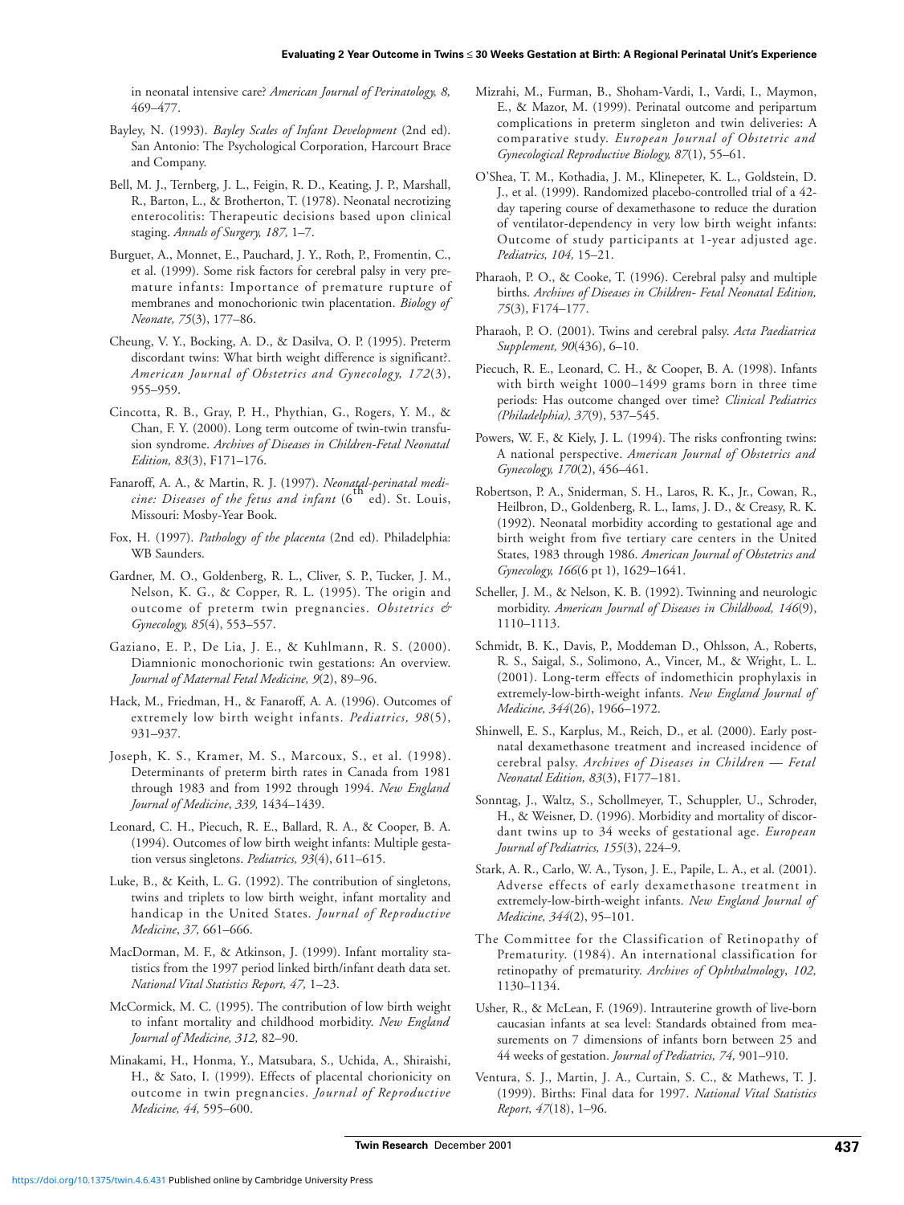in neonatal intensive care? *American Journal of Perinatology, 8,* 469–477.

Bayley, N. (1993). *Bayley Scales of Infant Development* (2nd ed). San Antonio: The Psychological Corporation, Harcourt Brace and Company.

Bell, M. J., Ternberg, J. L., Feigin, R. D., Keating, J. P., Marshall, R., Barton, L., & Brotherton, T. (1978). Neonatal necrotizing enterocolitis: Therapeutic decisions based upon clinical staging. *Annals of Surgery, 187,* 1–7.

Burguet, A., Monnet, E., Pauchard, J. Y., Roth, P., Fromentin, C., et al. (1999). Some risk factors for cerebral palsy in very premature infants: Importance of premature rupture of membranes and monochorionic twin placentation. *Biology of Neonate, 75*(3), 177–86.

Cheung, V. Y., Bocking, A. D., & Dasilva, O. P. (1995). Preterm discordant twins: What birth weight difference is significant?. *American Journal of Obstetrics and Gynecology, 172*(3), 955–959.

Cincotta, R. B., Gray, P. H., Phythian, G., Rogers, Y. M., & Chan, F. Y. (2000). Long term outcome of twin-twin transfusion syndrome. *Archives of Diseases in Children-Fetal Neonatal Edition, 83*(3), F171–176.

Fanaroff, A. A., & Martin, R. J. (1997). *Neonatal-perinatal medicine: Diseases of the fetus and infant* (6th ed). St. Louis, Missouri: Mosby-Year Book.

Fox, H. (1997). *Pathology of the placenta* (2nd ed). Philadelphia: WB Saunders.

Gardner, M. O., Goldenberg, R. L., Cliver, S. P., Tucker, J. M., Nelson, K. G., & Copper, R. L. (1995). The origin and outcome of preterm twin pregnancies. *Obstetrics & Gynecology, 85*(4), 553–557.

Gaziano, E. P., De Lia, J. E., & Kuhlmann, R. S. (2000). Diamnionic monochorionic twin gestations: An overview. *Journal of Maternal Fetal Medicine, 9*(2), 89–96.

Hack, M., Friedman, H., & Fanaroff, A. A. (1996). Outcomes of extremely low birth weight infants. *Pediatrics, 98*(5), 931–937.

Joseph, K. S., Kramer, M. S., Marcoux, S., et al. (1998). Determinants of preterm birth rates in Canada from 1981 through 1983 and from 1992 through 1994. *New England Journal of Medicine*, *339,* 1434–1439.

Leonard, C. H., Piecuch, R. E., Ballard, R. A., & Cooper, B. A. (1994). Outcomes of low birth weight infants: Multiple gestation versus singletons. *Pediatrics, 93*(4), 611–615.

Luke, B., & Keith, L. G. (1992). The contribution of singletons, twins and triplets to low birth weight, infant mortality and handicap in the United States. *Journal of Reproductive Medicine*, *37,* 661–666.

MacDorman, M. F., & Atkinson, J. (1999). Infant mortality statistics from the 1997 period linked birth/infant death data set. *National Vital Statistics Report, 47,* 1–23.

McCormick, M. C. (1995). The contribution of low birth weight to infant mortality and childhood morbidity. *New England Journal of Medicine, 312,* 82–90.

Minakami, H., Honma, Y., Matsubara, S., Uchida, A., Shiraishi, H., & Sato, I. (1999). Effects of placental chorionicity on outcome in twin pregnancies. *Journal of Reproductive Medicine, 44,* 595–600.

Mizrahi, M., Furman, B., Shoham-Vardi, I., Vardi, I., Maymon, E., & Mazor, M. (1999). Perinatal outcome and peripartum complications in preterm singleton and twin deliveries: A comparative study. *European Journal of Obstetric and Gynecological Reproductive Biology, 87*(1), 55–61.

O'Shea, T. M., Kothadia, J. M., Klinepeter, K. L., Goldstein, D. J., et al. (1999). Randomized placebo-controlled trial of a 42-day tapering course of dexamethasone to reduce the duration of ventilator-dependency in very low birth weight infants: Outcome of study participants at 1-year adjusted age. *Pediatrics, 104,* 15–21.

Pharaoh, P. O., & Cooke, T. (1996). Cerebral palsy and multiple births. *Archives of Diseases in Children- Fetal Neonatal Edition, 75*(3), F174–177.

Pharaoh, P. O. (2001). Twins and cerebral palsy. *Acta Paediatrica Supplement, 90*(436), 6–10.

Piecuch, R. E., Leonard, C. H., & Cooper, B. A. (1998). Infants with birth weight 1000–1499 grams born in three time periods: Has outcome changed over time? *Clinical Pediatrics (Philadelphia), 37*(9), 537–545.

Powers, W. F., & Kiely, J. L. (1994). The risks confronting twins: A national perspective. *American Journal of Obstetrics and Gynecology, 170*(2), 456–461.

Robertson, P. A., Sniderman, S. H., Laros, R. K., Jr., Cowan, R., Heilbron, D., Goldenberg, R. L., Iams, J. D., & Creasy, R. K. (1992). Neonatal morbidity according to gestational age and birth weight from five tertiary care centers in the United States, 1983 through 1986. *American Journal of Obstetrics and Gynecology, 166*(6 pt 1), 1629–1641.

Scheller, J. M., & Nelson, K. B. (1992). Twinning and neurologic morbidity. *American Journal of Diseases in Childhood, 146*(9), 1110–1113.

Schmidt, B. K., Davis, P., Moddeman D., Ohlsson, A., Roberts, R. S., Saigal, S., Solimono, A., Vincer, M., & Wright, L. L. (2001). Long-term effects of indomethicin prophylaxis in extremely-low-birth-weight infants. *New England Journal of Medicine, 344*(26), 1966–1972.

Shinwell, E. S., Karplus, M., Reich, D., et al. (2000). Early postnatal dexamethasone treatment and increased incidence of cerebral palsy. *Archives of Diseases in Children — Fetal Neonatal Edition, 83*(3), F177–181.

Sonntag, J., Waltz, S., Schollmeyer, T., Schuppler, U., Schroder, H., & Weisner, D. (1996). Morbidity and mortality of discordant twins up to 34 weeks of gestational age. *European Journal of Pediatrics, 155*(3), 224–9.

Stark, A. R., Carlo, W. A., Tyson, J. E., Papile, L. A., et al. (2001). Adverse effects of early dexamethasone treatment in extremely-low-birth-weight infants. *New England Journal of Medicine, 344*(2), 95–101.

The Committee for the Classification of Retinopathy of Prematurity. (1984). An international classification for retinopathy of prematurity. *Archives of Ophthalmology*, *102,* 1130–1134.

Usher, R., & McLean, F. (1969). Intrauterine growth of live-born caucasian infants at sea level: Standards obtained from measurements on 7 dimensions of infants born between 25 and 44 weeks of gestation. *Journal of Pediatrics, 74,* 901–910.

Ventura, S. J., Martin, J. A., Curtain, S. C., & Mathews, T. J. (1999). Births: Final data for 1997. *National Vital Statistics Report, 47*(18), 1–96.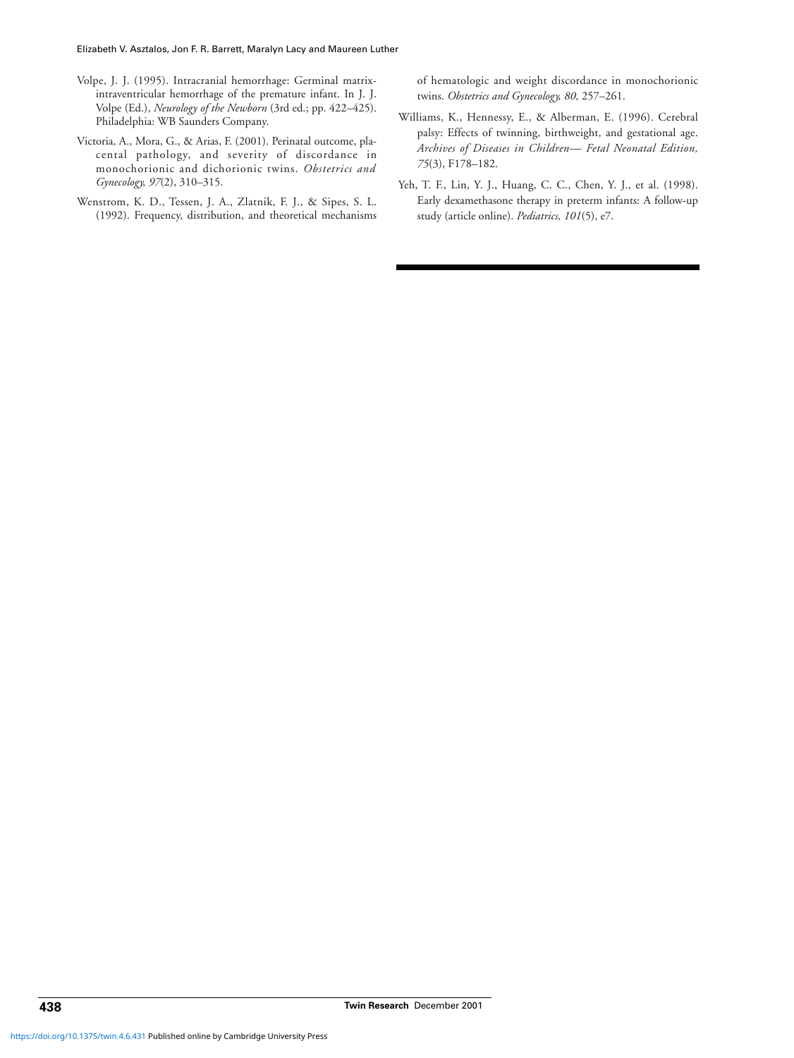Volpe, J. J. (1995). Intracranial hemorrhage: Germinal matrix-intraventricular hemorrhage of the premature infant. In J. J. Volpe (Ed.), *Neurology of the Newborn* (3rd ed.; pp. 422–425). Philadelphia: WB Saunders Company.

Victoria, A., Mora, G., & Arias, F. (2001). Perinatal outcome, placental pathology, and severity of discordance in monochorionic and dichorionic twins. *Obstetrics and Gynecology, 97*(2), 310–315.

Wenstrom, K. D., Tessen, J. A., Zlatnik, F. J., & Sipes, S. L. (1992). Frequency, distribution, and theoretical mechanisms of hematologic and weight discordance in monochorionic twins. *Obstetrics and Gynecology, 80,* 257–261.

Williams, K., Hennessy, E., & Alberman, E. (1996). Cerebral palsy: Effects of twinning, birthweight, and gestational age. *Archives of Diseases in Children— Fetal Neonatal Edition, 75*(3), F178–182.

Yeh, T. F., Lin, Y. J., Huang, C. C., Chen, Y. J., et al. (1998). Early dexamethasone therapy in preterm infants: A follow-up study (article online). *Pediatrics, 101*(5), e7.